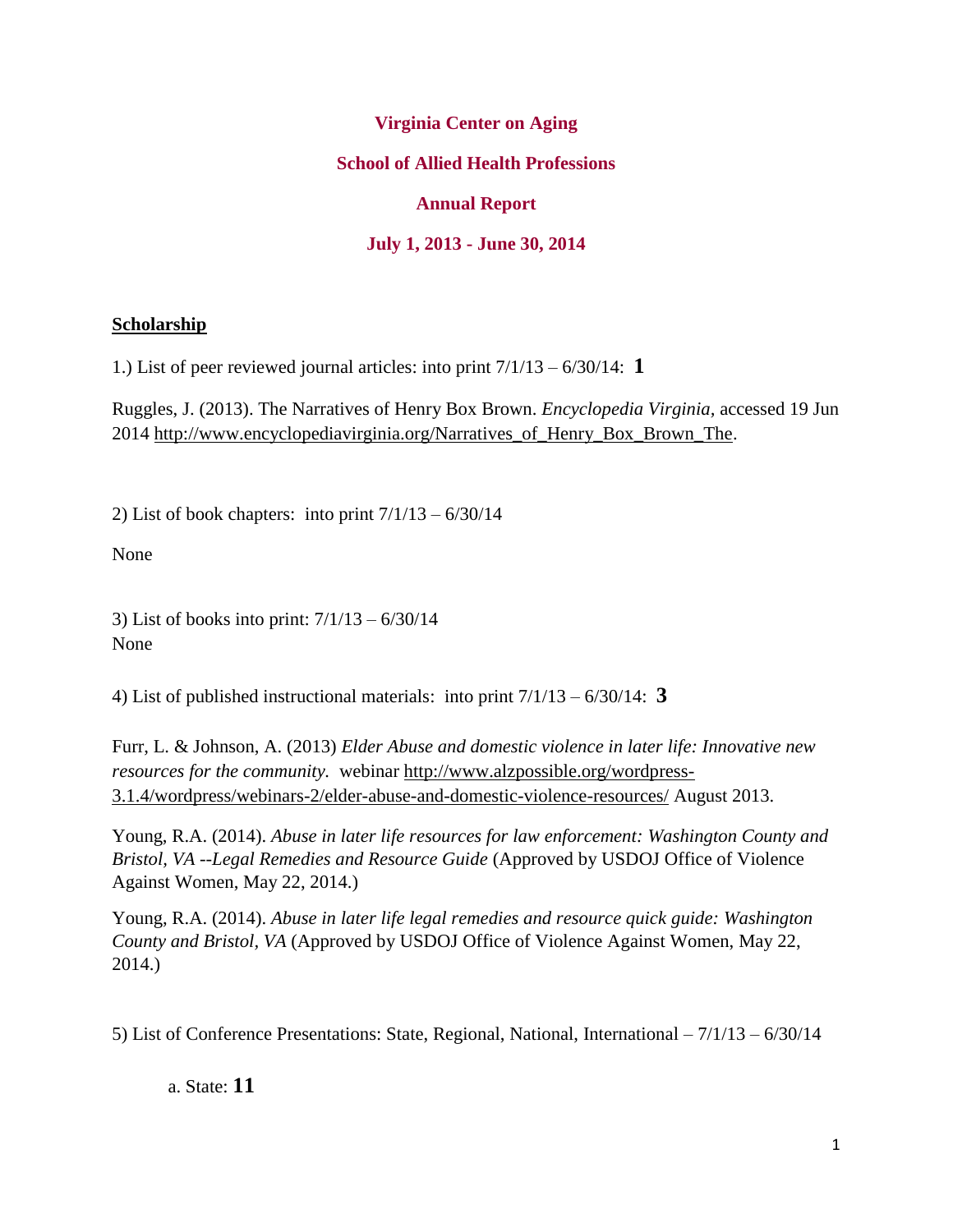# Virginia Center on Aging

## School of Allied Health Professions

## Annual Report

## July 1, 2013 - June 30, 2014

**Scholarship**

1.) List of peer reviewed journal articles: into print 7/1/13 – 6/30/14: **1**

Ruggles, J. (2013). The Narratives of Henry Box Brown. *Encyclopedia Virginia*, accessed 19 Jun 2014 http://www.encyclopediavirginia.org/Narratives_of_Henry_Box_Brown_The.

2) List of book chapters: into print 7/1/13 – 6/30/14

None

3) List of books into print: 7/1/13 – 6/30/14

None

4) List of published instructional materials: into print 7/1/13 – 6/30/14: **3**

Furr, L. & Johnson, A. (2013) *Elder Abuse and domestic violence in later life: Innovative new resources for the community.* webinar http://www.alzpossible.org/wordpress-3.1.4/wordpress/webinars-2/elder-abuse-and-domestic-violence-resources/ August 2013.

Young, R.A. (2014). *Abuse in later life resources for law enforcement: Washington County and Bristol, VA --Legal Remedies and Resource Guide* (Approved by USDOJ Office of Violence Against Women, May 22, 2014.)

Young, R.A. (2014). *Abuse in later life legal remedies and resource quick guide: Washington County and Bristol, VA* (Approved by USDOJ Office of Violence Against Women, May 22, 2014.)

5) List of Conference Presentations: State, Regional, National, International – 7/1/13 – 6/30/14

a. State: **11**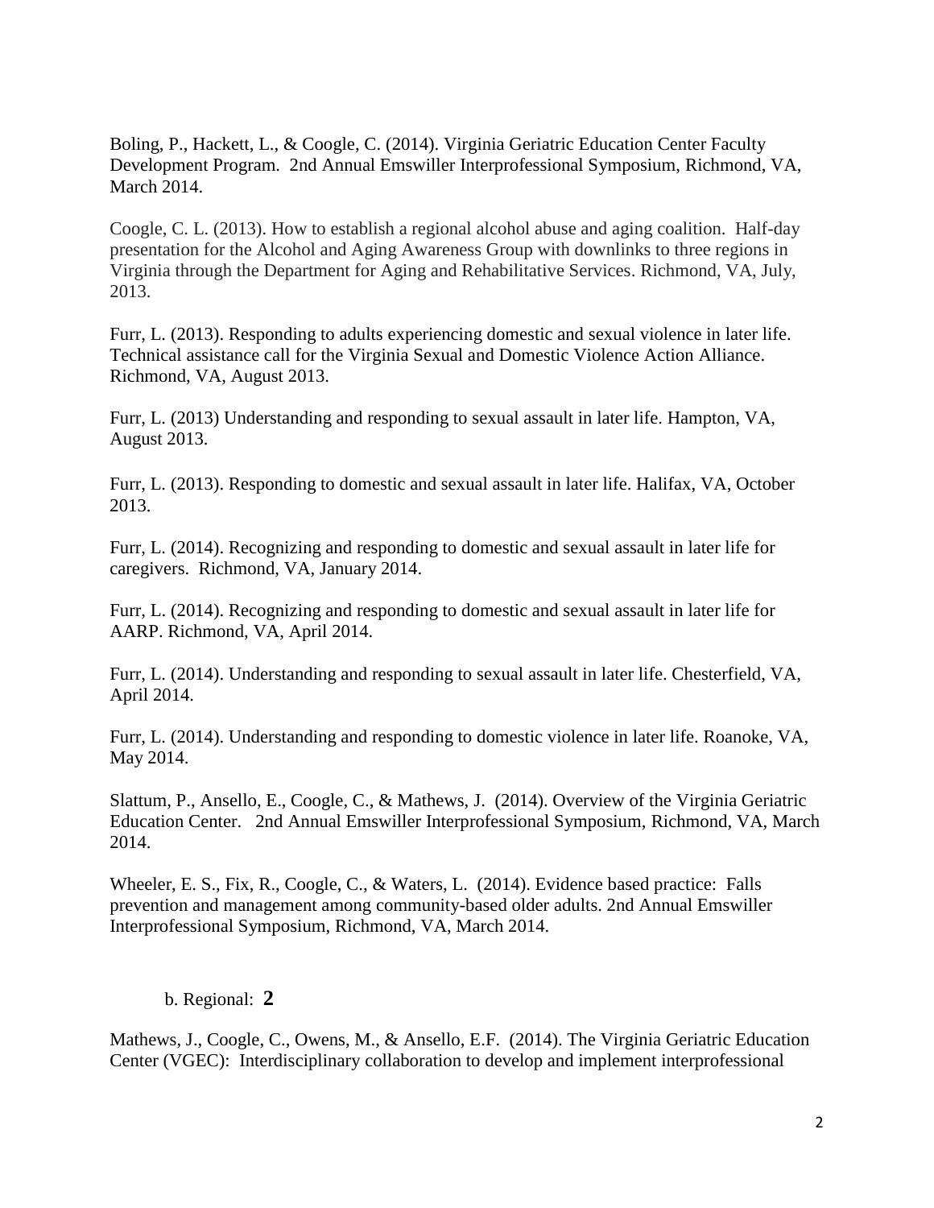Boling, P., Hackett, L., & Coogle, C. (2014). Virginia Geriatric Education Center Faculty Development Program. 2nd Annual Emswiller Interprofessional Symposium, Richmond, VA, March 2014.

Coogle, C. L. (2013). How to establish a regional alcohol abuse and aging coalition. Half-day presentation for the Alcohol and Aging Awareness Group with downlinks to three regions in Virginia through the Department for Aging and Rehabilitative Services. Richmond, VA, July, 2013.

Furr, L. (2013). Responding to adults experiencing domestic and sexual violence in later life. Technical assistance call for the Virginia Sexual and Domestic Violence Action Alliance. Richmond, VA, August 2013.

Furr, L. (2013) Understanding and responding to sexual assault in later life. Hampton, VA, August 2013.

Furr, L. (2013). Responding to domestic and sexual assault in later life. Halifax, VA, October 2013.

Furr, L. (2014). Recognizing and responding to domestic and sexual assault in later life for caregivers. Richmond, VA, January 2014.

Furr, L. (2014). Recognizing and responding to domestic and sexual assault in later life for AARP. Richmond, VA, April 2014.

Furr, L. (2014). Understanding and responding to sexual assault in later life. Chesterfield, VA, April 2014.

Furr, L. (2014). Understanding and responding to domestic violence in later life. Roanoke, VA, May 2014.

Slattum, P., Ansello, E., Coogle, C., & Mathews, J. (2014). Overview of the Virginia Geriatric Education Center. 2nd Annual Emswiller Interprofessional Symposium, Richmond, VA, March 2014.

Wheeler, E. S., Fix, R., Coogle, C., & Waters, L. (2014). Evidence based practice: Falls prevention and management among community-based older adults. 2nd Annual Emswiller Interprofessional Symposium, Richmond, VA, March 2014.

b. Regional: **2**

Mathews, J., Coogle, C., Owens, M., & Ansello, E.F. (2014). The Virginia Geriatric Education Center (VGEC): Interdisciplinary collaboration to develop and implement interprofessional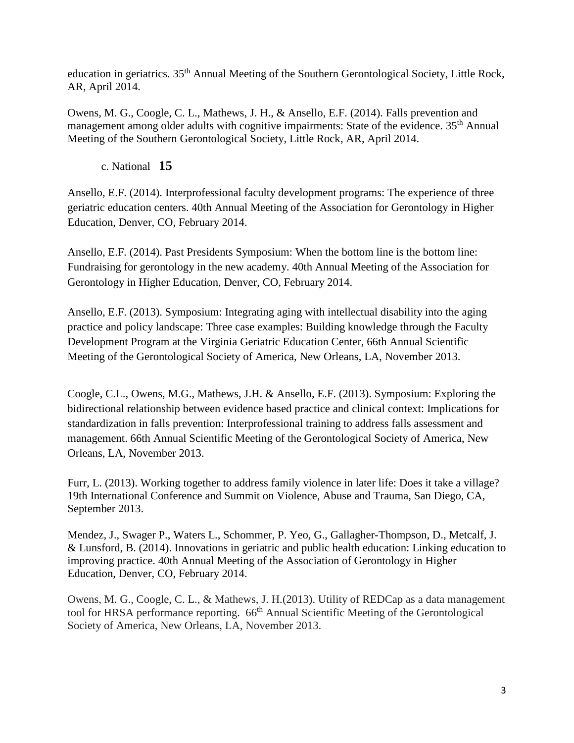education in geriatrics. 35th Annual Meeting of the Southern Gerontological Society, Little Rock, AR, April 2014.

Owens, M. G., Coogle, C. L., Mathews, J. H., & Ansello, E.F. (2014). Falls prevention and management among older adults with cognitive impairments: State of the evidence. 35th Annual Meeting of the Southern Gerontological Society, Little Rock, AR, April 2014.

c. National **15**

Ansello, E.F. (2014). Interprofessional faculty development programs: The experience of three geriatric education centers. 40th Annual Meeting of the Association for Gerontology in Higher Education, Denver, CO, February 2014.

Ansello, E.F. (2014). Past Presidents Symposium: When the bottom line is the bottom line: Fundraising for gerontology in the new academy. 40th Annual Meeting of the Association for Gerontology in Higher Education, Denver, CO, February 2014.

Ansello, E.F. (2013). Symposium: Integrating aging with intellectual disability into the aging practice and policy landscape: Three case examples: Building knowledge through the Faculty Development Program at the Virginia Geriatric Education Center, 66th Annual Scientific Meeting of the Gerontological Society of America, New Orleans, LA, November 2013.

Coogle, C.L., Owens, M.G., Mathews, J.H. & Ansello, E.F. (2013). Symposium: Exploring the bidirectional relationship between evidence based practice and clinical context: Implications for standardization in falls prevention: Interprofessional training to address falls assessment and management. 66th Annual Scientific Meeting of the Gerontological Society of America, New Orleans, LA, November 2013.

Furr, L. (2013). Working together to address family violence in later life: Does it take a village? 19th International Conference and Summit on Violence, Abuse and Trauma, San Diego, CA, September 2013.

Mendez, J., Swager P., Waters L., Schommer, P. Yeo, G., Gallagher-Thompson, D., Metcalf, J. & Lunsford, B. (2014). Innovations in geriatric and public health education: Linking education to improving practice. 40th Annual Meeting of the Association of Gerontology in Higher Education, Denver, CO, February 2014.

Owens, M. G., Coogle, C. L., & Mathews, J. H.(2013). Utility of REDCap as a data management tool for HRSA performance reporting. 66th Annual Scientific Meeting of the Gerontological Society of America, New Orleans, LA, November 2013.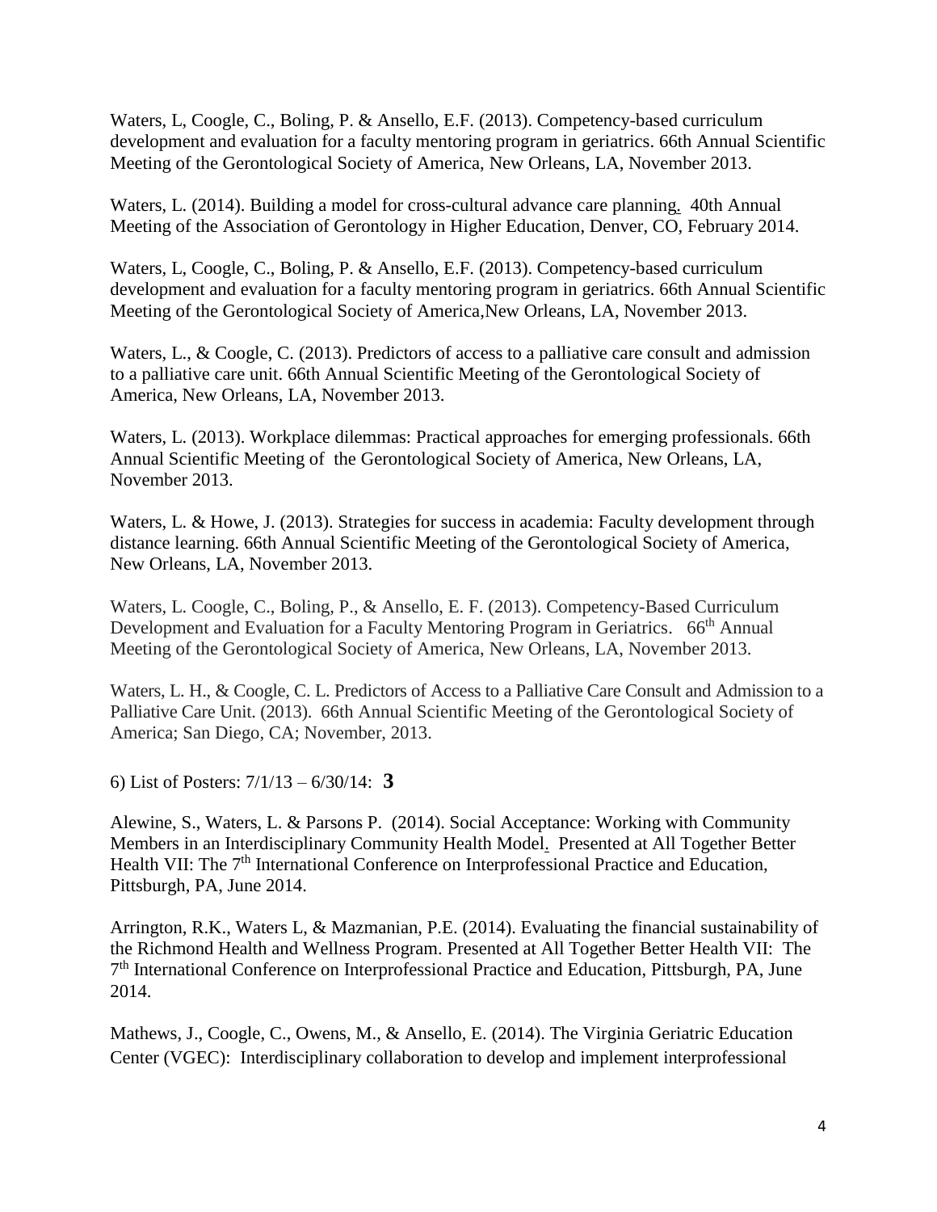Waters, L, Coogle, C., Boling, P. & Ansello, E.F. (2013). Competency-based curriculum development and evaluation for a faculty mentoring program in geriatrics. 66th Annual Scientific Meeting of the Gerontological Society of America, New Orleans, LA, November 2013.

Waters, L. (2014). Building a model for cross-cultural advance care planning. 40th Annual Meeting of the Association of Gerontology in Higher Education, Denver, CO, February 2014.

Waters, L, Coogle, C., Boling, P. & Ansello, E.F. (2013). Competency-based curriculum development and evaluation for a faculty mentoring program in geriatrics. 66th Annual Scientific Meeting of the Gerontological Society of America,New Orleans, LA, November 2013.

Waters, L., & Coogle, C. (2013). Predictors of access to a palliative care consult and admission to a palliative care unit. 66th Annual Scientific Meeting of the Gerontological Society of America, New Orleans, LA, November 2013.

Waters, L. (2013). Workplace dilemmas: Practical approaches for emerging professionals. 66th Annual Scientific Meeting of the Gerontological Society of America, New Orleans, LA, November 2013.

Waters, L. & Howe, J. (2013). Strategies for success in academia: Faculty development through distance learning. 66th Annual Scientific Meeting of the Gerontological Society of America, New Orleans, LA, November 2013.

Waters, L. Coogle, C., Boling, P., & Ansello, E. F. (2013). Competency-Based Curriculum Development and Evaluation for a Faculty Mentoring Program in Geriatrics. 66th Annual Meeting of the Gerontological Society of America, New Orleans, LA, November 2013.

Waters, L. H., & Coogle, C. L. Predictors of Access to a Palliative Care Consult and Admission to a Palliative Care Unit. (2013). 66th Annual Scientific Meeting of the Gerontological Society of America; San Diego, CA; November, 2013.

6) List of Posters: 7/1/13 – 6/30/14: **3**

Alewine, S., Waters, L. & Parsons P. (2014). Social Acceptance: Working with Community Members in an Interdisciplinary Community Health Model. Presented at All Together Better Health VII: The 7th International Conference on Interprofessional Practice and Education, Pittsburgh, PA, June 2014.

Arrington, R.K., Waters L, & Mazmanian, P.E. (2014). Evaluating the financial sustainability of the Richmond Health and Wellness Program. Presented at All Together Better Health VII: The 7th International Conference on Interprofessional Practice and Education, Pittsburgh, PA, June 2014.

Mathews, J., Coogle, C., Owens, M., & Ansello, E. (2014). The Virginia Geriatric Education Center (VGEC): Interdisciplinary collaboration to develop and implement interprofessional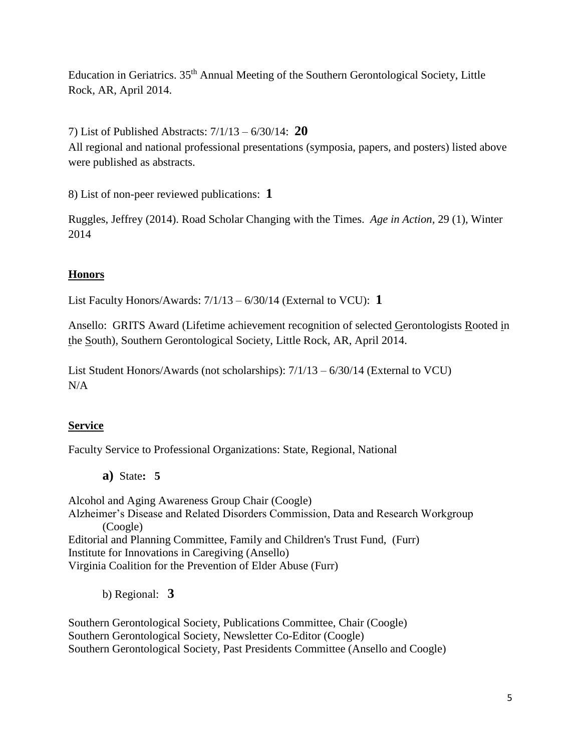Education in Geriatrics. 35th Annual Meeting of the Southern Gerontological Society, Little Rock, AR, April 2014.

7) List of Published Abstracts: 7/1/13 – 6/30/14: **20**
All regional and national professional presentations (symposia, papers, and posters) listed above were published as abstracts.

8) List of non-peer reviewed publications: **1**

Ruggles, Jeffrey (2014). Road Scholar Changing with the Times. *Age in Action,* 29 (1), Winter 2014

## Honors

List Faculty Honors/Awards: 7/1/13 – 6/30/14 (External to VCU): **1**

Ansello: GRITS Award (Lifetime achievement recognition of selected Gerontologists Rooted in the South), Southern Gerontological Society, Little Rock, AR, April 2014.

List Student Honors/Awards (not scholarships): 7/1/13 – 6/30/14 (External to VCU)
N/A

## Service

Faculty Service to Professional Organizations: State, Regional, National

**a)** State**: 5**

Alcohol and Aging Awareness Group Chair (Coogle)
Alzheimer's Disease and Related Disorders Commission, Data and Research Workgroup (Coogle)
Editorial and Planning Committee, Family and Children's Trust Fund, (Furr)
Institute for Innovations in Caregiving (Ansello)
Virginia Coalition for the Prevention of Elder Abuse (Furr)

b) Regional: **3**

Southern Gerontological Society, Publications Committee, Chair (Coogle)
Southern Gerontological Society, Newsletter Co-Editor (Coogle)
Southern Gerontological Society, Past Presidents Committee (Ansello and Coogle)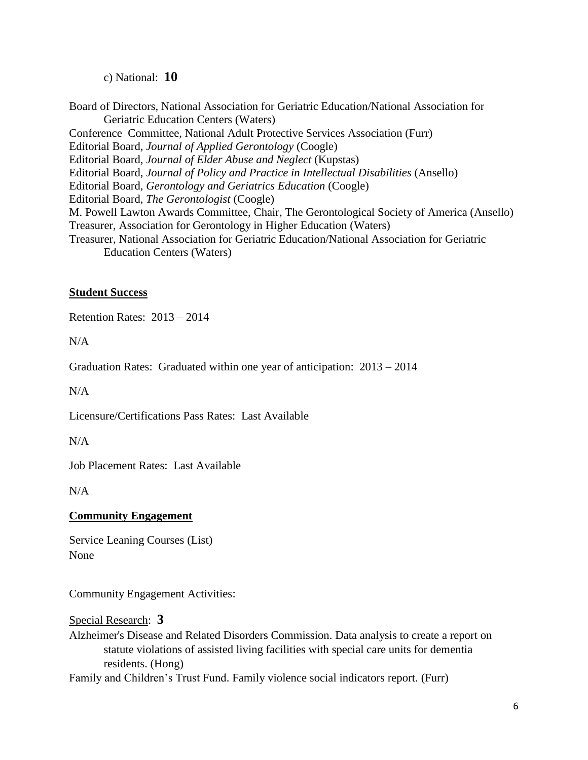c) National: **10**

Board of Directors, National Association for Geriatric Education/National Association for Geriatric Education Centers (Waters)
Conference Committee, National Adult Protective Services Association (Furr)
Editorial Board, *Journal of Applied Gerontology* (Coogle)
Editorial Board, *Journal of Elder Abuse and Neglect* (Kupstas)
Editorial Board, *Journal of Policy and Practice in Intellectual Disabilities* (Ansello)
Editorial Board, *Gerontology and Geriatrics Education* (Coogle)
Editorial Board, *The Gerontologist* (Coogle)
M. Powell Lawton Awards Committee, Chair, The Gerontological Society of America (Ansello)
Treasurer, Association for Gerontology in Higher Education (Waters)
Treasurer, National Association for Geriatric Education/National Association for Geriatric Education Centers (Waters)

**Student Success**

Retention Rates: 2013 – 2014

N/A

Graduation Rates: Graduated within one year of anticipation: 2013 – 2014

N/A

Licensure/Certifications Pass Rates: Last Available

N/A

Job Placement Rates: Last Available

N/A

**Community Engagement**

Service Leaning Courses (List)
None

Community Engagement Activities:

Special Research: **3**

Alzheimer's Disease and Related Disorders Commission. Data analysis to create a report on statute violations of assisted living facilities with special care units for dementia residents. (Hong)
Family and Children's Trust Fund. Family violence social indicators report. (Furr)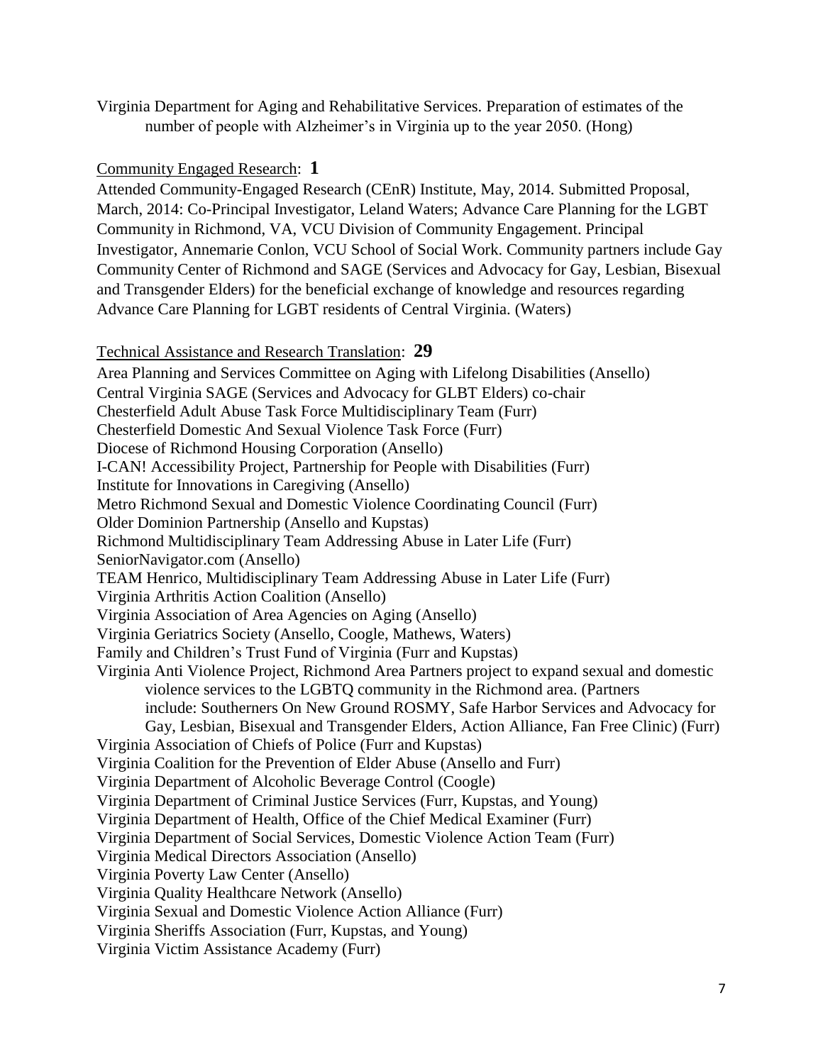Virginia Department for Aging and Rehabilitative Services. Preparation of estimates of the number of people with Alzheimer's in Virginia up to the year 2050. (Hong)

Community Engaged Research: **1**

Attended Community-Engaged Research (CEnR) Institute, May, 2014. Submitted Proposal, March, 2014: Co-Principal Investigator, Leland Waters; Advance Care Planning for the LGBT Community in Richmond, VA, VCU Division of Community Engagement. Principal Investigator, Annemarie Conlon, VCU School of Social Work. Community partners include Gay Community Center of Richmond and SAGE (Services and Advocacy for Gay, Lesbian, Bisexual and Transgender Elders) for the beneficial exchange of knowledge and resources regarding Advance Care Planning for LGBT residents of Central Virginia. (Waters)

Technical Assistance and Research Translation: **29**

Area Planning and Services Committee on Aging with Lifelong Disabilities (Ansello)
Central Virginia SAGE (Services and Advocacy for GLBT Elders) co-chair
Chesterfield Adult Abuse Task Force Multidisciplinary Team (Furr)
Chesterfield Domestic And Sexual Violence Task Force (Furr)
Diocese of Richmond Housing Corporation (Ansello)
I-CAN! Accessibility Project, Partnership for People with Disabilities (Furr)
Institute for Innovations in Caregiving (Ansello)
Metro Richmond Sexual and Domestic Violence Coordinating Council (Furr)
Older Dominion Partnership (Ansello and Kupstas)
Richmond Multidisciplinary Team Addressing Abuse in Later Life (Furr)
SeniorNavigator.com (Ansello)
TEAM Henrico, Multidisciplinary Team Addressing Abuse in Later Life (Furr)
Virginia Arthritis Action Coalition (Ansello)
Virginia Association of Area Agencies on Aging (Ansello)
Virginia Geriatrics Society (Ansello, Coogle, Mathews, Waters)
Family and Children's Trust Fund of Virginia (Furr and Kupstas)
Virginia Anti Violence Project, Richmond Area Partners project to expand sexual and domestic violence services to the LGBTQ community in the Richmond area. (Partners include: Southerners On New Ground ROSMY, Safe Harbor Services and Advocacy for Gay, Lesbian, Bisexual and Transgender Elders, Action Alliance, Fan Free Clinic) (Furr)
Virginia Association of Chiefs of Police (Furr and Kupstas)
Virginia Coalition for the Prevention of Elder Abuse (Ansello and Furr)
Virginia Department of Alcoholic Beverage Control (Coogle)
Virginia Department of Criminal Justice Services (Furr, Kupstas, and Young)
Virginia Department of Health, Office of the Chief Medical Examiner (Furr)
Virginia Department of Social Services, Domestic Violence Action Team (Furr)
Virginia Medical Directors Association (Ansello)
Virginia Poverty Law Center (Ansello)
Virginia Quality Healthcare Network (Ansello)
Virginia Sexual and Domestic Violence Action Alliance (Furr)
Virginia Sheriffs Association (Furr, Kupstas, and Young)
Virginia Victim Assistance Academy (Furr)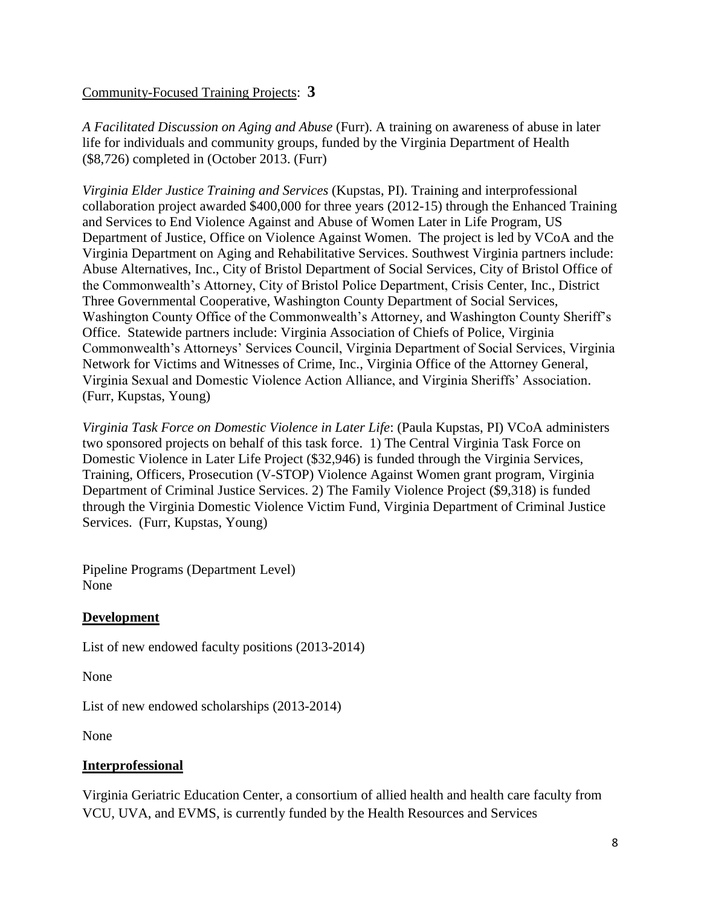Community-Focused Training Projects: **3**

*A Facilitated Discussion on Aging and Abuse* (Furr). A training on awareness of abuse in later life for individuals and community groups, funded by the Virginia Department of Health ($8,726) completed in (October 2013. (Furr)

*Virginia Elder Justice Training and Services* (Kupstas, PI). Training and interprofessional collaboration project awarded $400,000 for three years (2012-15) through the Enhanced Training and Services to End Violence Against and Abuse of Women Later in Life Program, US Department of Justice, Office on Violence Against Women. The project is led by VCoA and the Virginia Department on Aging and Rehabilitative Services. Southwest Virginia partners include: Abuse Alternatives, Inc., City of Bristol Department of Social Services, City of Bristol Office of the Commonwealth's Attorney, City of Bristol Police Department, Crisis Center, Inc., District Three Governmental Cooperative, Washington County Department of Social Services, Washington County Office of the Commonwealth's Attorney, and Washington County Sheriff's Office. Statewide partners include: Virginia Association of Chiefs of Police, Virginia Commonwealth's Attorneys' Services Council, Virginia Department of Social Services, Virginia Network for Victims and Witnesses of Crime, Inc., Virginia Office of the Attorney General, Virginia Sexual and Domestic Violence Action Alliance, and Virginia Sheriffs' Association. (Furr, Kupstas, Young)

*Virginia Task Force on Domestic Violence in Later Life*: (Paula Kupstas, PI) VCoA administers two sponsored projects on behalf of this task force. 1) The Central Virginia Task Force on Domestic Violence in Later Life Project ($32,946) is funded through the Virginia Services, Training, Officers, Prosecution (V-STOP) Violence Against Women grant program, Virginia Department of Criminal Justice Services. 2) The Family Violence Project ($9,318) is funded through the Virginia Domestic Violence Victim Fund, Virginia Department of Criminal Justice Services. (Furr, Kupstas, Young)

Pipeline Programs (Department Level)
None

## Development

List of new endowed faculty positions (2013-2014)

None

List of new endowed scholarships (2013-2014)

None

## Interprofessional

Virginia Geriatric Education Center, a consortium of allied health and health care faculty from VCU, UVA, and EVMS, is currently funded by the Health Resources and Services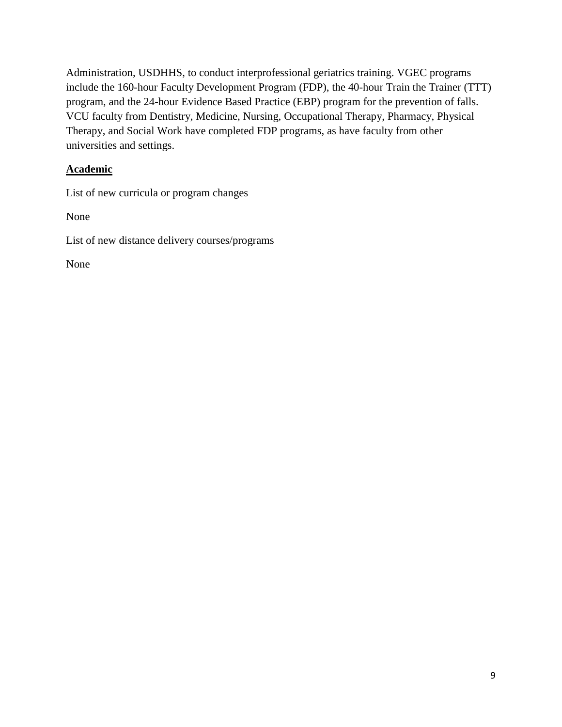Administration, USDHHS, to conduct interprofessional geriatrics training. VGEC programs include the 160-hour Faculty Development Program (FDP), the 40-hour Train the Trainer (TTT) program, and the 24-hour Evidence Based Practice (EBP) program for the prevention of falls. VCU faculty from Dentistry, Medicine, Nursing, Occupational Therapy, Pharmacy, Physical Therapy, and Social Work have completed FDP programs, as have faculty from other universities and settings.

## **Academic**

List of new curricula or program changes

None

List of new distance delivery courses/programs

None